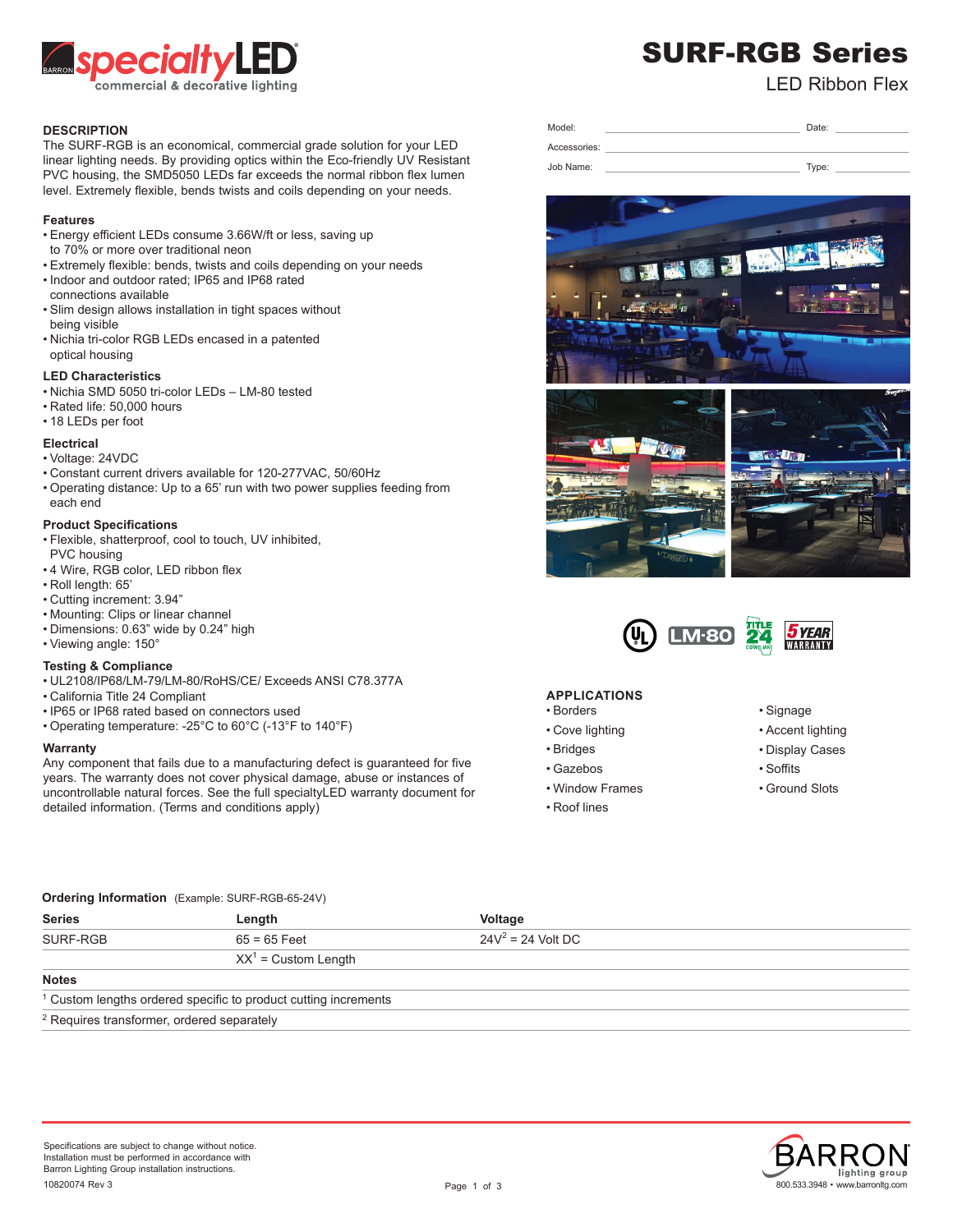specialtyLED
commercial & decorative lighting

# SURF-RGB Series

LED Ribbon Flex

| Model: | | Date: | |
|---|---|---|---|
| Accessories: | | | |
| Job Name: | | Type: | |

## DESCRIPTION

The SURF-RGB is an economical, commercial grade solution for your LED linear lighting needs. By providing optics within the Eco-friendly UV Resistant PVC housing, the SMD5050 LEDs far exceeds the normal ribbon flex lumen level. Extremely flexible, bends twists and coils depending on your needs.

### Features

- Energy efficient LEDs consume 3.66W/ft or less, saving up to 70% or more over traditional neon
- Extremely flexible: bends, twists and coils depending on your needs
- Indoor and outdoor rated; IP65 and IP68 rated connections available
- Slim design allows installation in tight spaces without being visible
- Nichia tri-color RGB LEDs encased in a patented optical housing

### LED Characteristics

- Nichia SMD 5050 tri-color LEDs – LM-80 tested
- Rated life: 50,000 hours
- 18 LEDs per foot

### Electrical

- Voltage: 24VDC
- Constant current drivers available for 120-277VAC, 50/60Hz
- Operating distance: Up to a 65' run with two power supplies feeding from each end

### Product Specifications

- Flexible, shatterproof, cool to touch, UV inhibited, PVC housing
- 4 Wire, RGB color, LED ribbon flex
- Roll length: 65'
- Cutting increment: 3.94"
- Mounting: Clips or linear channel
- Dimensions: 0.63" wide by 0.24" high
- Viewing angle: 150°

### Testing & Compliance

- UL2108/IP68/LM-79/LM-80/RoHS/CE/ Exceeds ANSI C78.377A
- California Title 24 Compliant
- IP65 or IP68 rated based on connectors used
- Operating temperature: -25°C to 60°C (-13°F to 140°F)

### Warranty

Any component that fails due to a manufacturing defect is guaranteed for five years. The warranty does not cover physical damage, abuse or instances of uncontrollable natural forces. See the full specialtyLED warranty document for detailed information. (Terms and conditions apply)

## APPLICATIONS

- Borders
- Cove lighting
- Bridges
- Gazebos
- Window Frames
- Roof lines
- Signage
- Accent lighting
- Display Cases
- Soffits
- Ground Slots

### Ordering Information (Example: SURF-RGB-65-24V)

| Series | Length | Voltage |
|---|---|---|
| SURF-RGB | 65 = 65 Feet | 24V[2] = 24 Volt DC |
| | XX[1] = Custom Length | |

**Notes**

[1] Custom lengths ordered specific to product cutting increments

[2] Requires transformer, ordered separately

Specifications are subject to change without notice.
Installation must be performed in accordance with Barron Lighting Group installation instructions.
10820074 Rev 3

BARRON lighting group
800.533.3948 • www.barronltg.com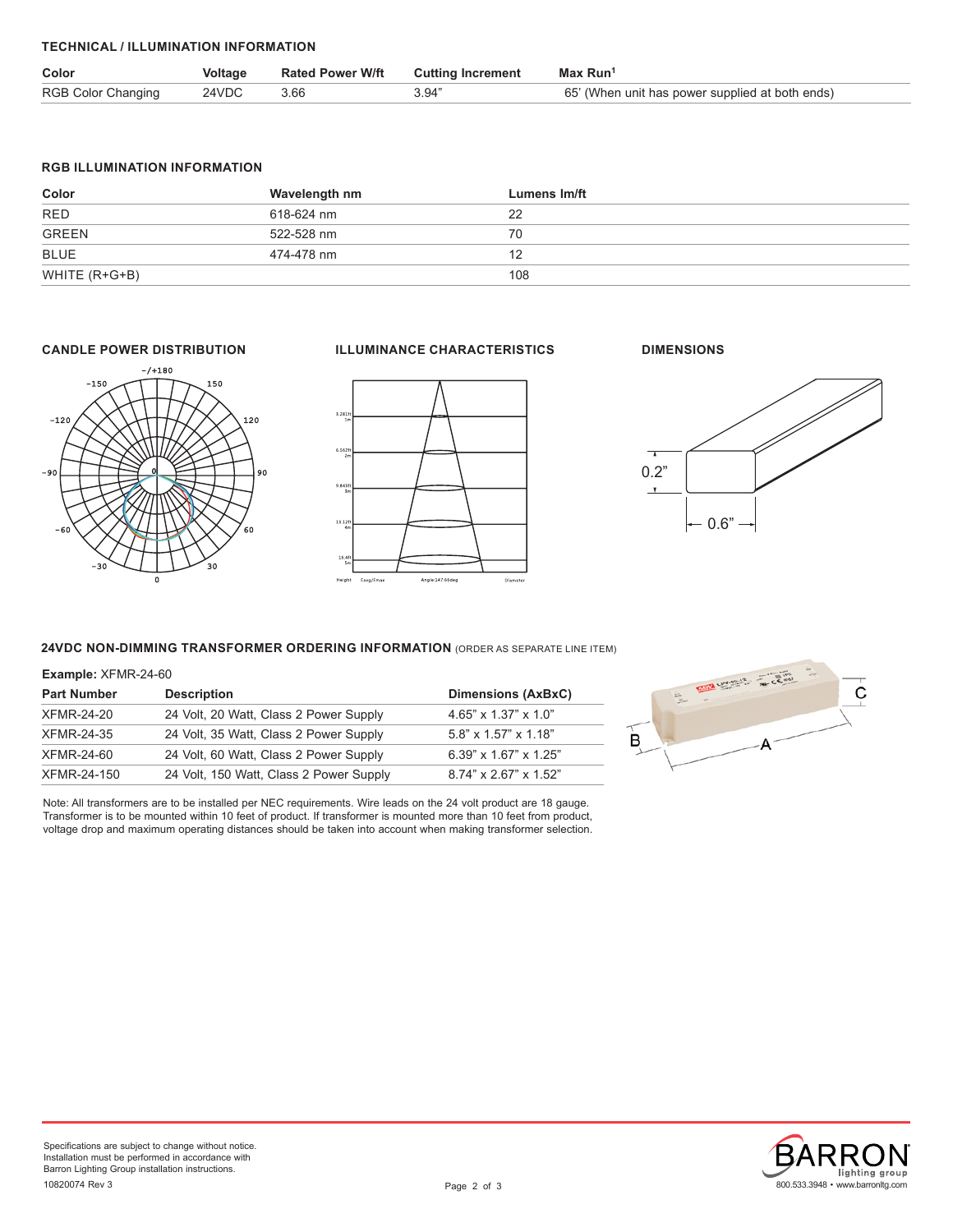## TECHNICAL / ILLUMINATION INFORMATION

| Color | Voltage | Rated Power W/ft | Cutting Increment | Max Run[1] |
|---|---|---|---|---|
| RGB Color Changing | 24VDC | 3.66 | 3.94" | 65' (When unit has power supplied at both ends) |

## RGB ILLUMINATION INFORMATION

| Color | Wavelength nm | Lumens lm/ft |
|---|---|---|
| RED | 618-624 nm | 22 |
| GREEN | 522-528 nm | 70 |
| BLUE | 474-478 nm | 12 |
| WHITE (R+G+B) | | 108 |

## CANDLE POWER DISTRIBUTION

## ILLUMINANCE CHARACTERISTICS

## DIMENSIONS

0.2"

0.6"

## 24VDC NON-DIMMING TRANSFORMER ORDERING INFORMATION (ORDER AS SEPARATE LINE ITEM)

**Example:** XFMR-24-60

| Part Number | Description | Dimensions (AxBxC) |
|---|---|---|
| XFMR-24-20 | 24 Volt, 20 Watt, Class 2 Power Supply | 4.65" x 1.37" x 1.0" |
| XFMR-24-35 | 24 Volt, 35 Watt, Class 2 Power Supply | 5.8" x 1.57" x 1.18" |
| XFMR-24-60 | 24 Volt, 60 Watt, Class 2 Power Supply | 6.39" x 1.67" x 1.25" |
| XFMR-24-150 | 24 Volt, 150 Watt, Class 2 Power Supply | 8.74" x 2.67" x 1.52" |

Note: All transformers are to be installed per NEC requirements. Wire leads on the 24 volt product are 18 gauge. Transformer is to be mounted within 10 feet of product. If transformer is mounted more than 10 feet from product, voltage drop and maximum operating distances should be taken into account when making transformer selection.

Specifications are subject to change without notice.
Installation must be performed in accordance with Barron Lighting Group installation instructions.
10820074 Rev 3

BARRON lighting group
800.533.3948 • www.barronltg.com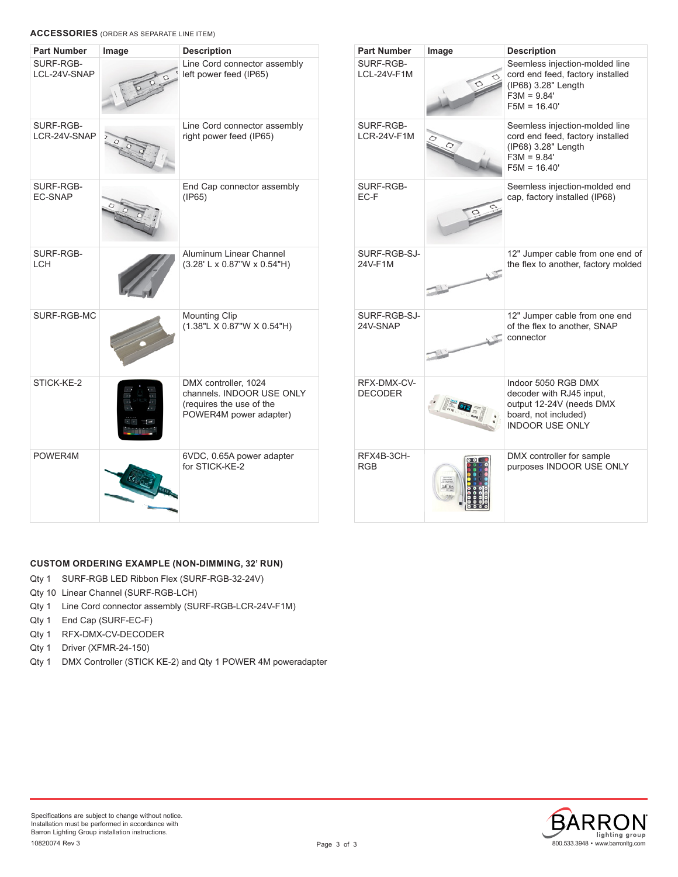## ACCESSORIES (ORDER AS SEPARATE LINE ITEM)

| Part Number | Image | Description |
|---|---|---|
| SURF-RGB-LCL-24V-SNAP | | Line Cord connector assembly left power feed (IP65) |
| SURF-RGB-LCR-24V-SNAP | | Line Cord connector assembly right power feed (IP65) |
| SURF-RGB-EC-SNAP | | End Cap connector assembly (IP65) |
| SURF-RGB-LCH | | Aluminum Linear Channel (3.28' L x 0.87"W x 0.54"H) |
| SURF-RGB-MC | | Mounting Clip (1.38"L X 0.87"W X 0.54"H) |
| STICK-KE-2 | | DMX controller, 1024 channels. INDOOR USE ONLY (requires the use of the POWER4M power adapter) |
| POWER4M | | 6VDC, 0.65A power adapter for STICK-KE-2 |

| Part Number | Image | Description |
|---|---|---|
| SURF-RGB-LCL-24V-F1M | | Seemless injection-molded line cord end feed, factory installed (IP68) 3.28" Length F3M = 9.84' F5M = 16.40' |
| SURF-RGB-LCR-24V-F1M | | Seemless injection-molded line cord end feed, factory installed (IP68) 3.28" Length F3M = 9.84' F5M = 16.40' |
| SURF-RGB-EC-F | | Seemless injection-molded end cap, factory installed (IP68) |
| SURF-RGB-SJ-24V-F1M | | 12" Jumper cable from one end of the flex to another, factory molded |
| SURF-RGB-SJ-24V-SNAP | | 12" Jumper cable from one end of the flex to another, SNAP connector |
| RFX-DMX-CV-DECODER | | Indoor 5050 RGB DMX decoder with RJ45 input, output 12-24V (needs DMX board, not included) INDOOR USE ONLY |
| RFX4B-3CH-RGB | | DMX controller for sample purposes INDOOR USE ONLY |

### CUSTOM ORDERING EXAMPLE (NON-DIMMING, 32' RUN)

Qty 1 SURF-RGB LED Ribbon Flex (SURF-RGB-32-24V)
Qty 10 Linear Channel (SURF-RGB-LCH)
Qty 1 Line Cord connector assembly (SURF-RGB-LCR-24V-F1M)
Qty 1 End Cap (SURF-EC-F)
Qty 1 RFX-DMX-CV-DECODER
Qty 1 Driver (XFMR-24-150)
Qty 1 DMX Controller (STICK KE-2) and Qty 1 POWER 4M poweradapter

Specifications are subject to change without notice.
Installation must be performed in accordance with Barron Lighting Group installation instructions.
10820074 Rev 3

BARRON lighting group
800.533.3948 • www.barronltg.com